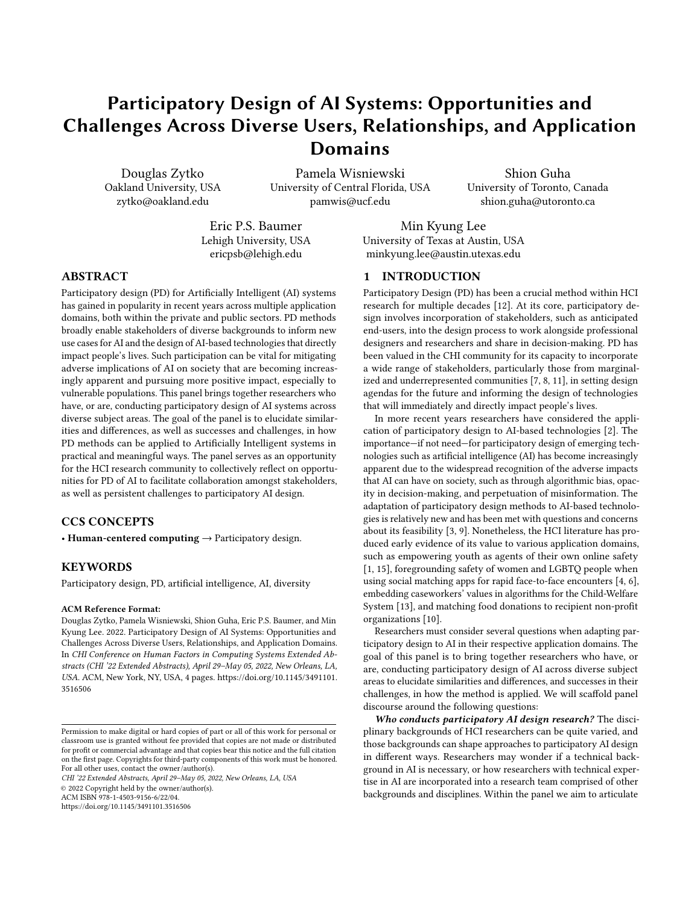# Participatory Design of AI Systems: Opportunities and Challenges Across Diverse Users, Relationships, and Application Domains

Douglas Zytko
Oakland University, USA
zytko@oakland.edu

Pamela Wisniewski
University of Central Florida, USA
pamwis@ucf.edu

Shion Guha
University of Toronto, Canada
shion.guha@utoronto.ca

Eric P.S. Baumer
Lehigh University, USA
ericpsb@lehigh.edu

Min Kyung Lee
University of Texas at Austin, USA
minkyung.lee@austin.utexas.edu

## ABSTRACT

Participatory design (PD) for Artificially Intelligent (AI) systems has gained in popularity in recent years across multiple application domains, both within the private and public sectors. PD methods broadly enable stakeholders of diverse backgrounds to inform new use cases for AI and the design of AI-based technologies that directly impact people's lives. Such participation can be vital for mitigating adverse implications of AI on society that are becoming increasingly apparent and pursuing more positive impact, especially to vulnerable populations. This panel brings together researchers who have, or are, conducting participatory design of AI systems across diverse subject areas. The goal of the panel is to elucidate similarities and differences, as well as successes and challenges, in how PD methods can be applied to Artificially Intelligent systems in practical and meaningful ways. The panel serves as an opportunity for the HCI research community to collectively reflect on opportunities for PD of AI to facilitate collaboration amongst stakeholders, as well as persistent challenges to participatory AI design.

## CCS CONCEPTS

• **Human-centered computing** → Participatory design.

## KEYWORDS

Participatory design, PD, artificial intelligence, AI, diversity

**ACM Reference Format:**
Douglas Zytko, Pamela Wisniewski, Shion Guha, Eric P.S. Baumer, and Min Kyung Lee. 2022. Participatory Design of AI Systems: Opportunities and Challenges Across Diverse Users, Relationships, and Application Domains. In *CHI Conference on Human Factors in Computing Systems Extended Abstracts (CHI '22 Extended Abstracts), April 29–May 05, 2022, New Orleans, LA, USA.* ACM, New York, NY, USA, 4 pages. https://doi.org/10.1145/3491101.3516506

Permission to make digital or hard copies of part or all of this work for personal or classroom use is granted without fee provided that copies are not made or distributed for profit or commercial advantage and that copies bear this notice and the full citation on the first page. Copyrights for third-party components of this work must be honored. For all other uses, contact the owner/author(s).
*CHI '22 Extended Abstracts, April 29–May 05, 2022, New Orleans, LA, USA*
© 2022 Copyright held by the owner/author(s).
ACM ISBN 978-1-4503-9156-6/22/04.
https://doi.org/10.1145/3491101.3516506

## 1 INTRODUCTION

Participatory Design (PD) has been a crucial method within HCI research for multiple decades [12]. At its core, participatory design involves incorporation of stakeholders, such as anticipated end-users, into the design process to work alongside professional designers and researchers and share in decision-making. PD has been valued in the CHI community for its capacity to incorporate a wide range of stakeholders, particularly those from marginalized and underrepresented communities [7, 8, 11], in setting design agendas for the future and informing the design of technologies that will immediately and directly impact people's lives.

In more recent years researchers have considered the application of participatory design to AI-based technologies [2]. The importance—if not need—for participatory design of emerging technologies such as artificial intelligence (AI) has become increasingly apparent due to the widespread recognition of the adverse impacts that AI can have on society, such as through algorithmic bias, opacity in decision-making, and perpetuation of misinformation. The adaptation of participatory design methods to AI-based technologies is relatively new and has been met with questions and concerns about its feasibility [3, 9]. Nonetheless, the HCI literature has produced early evidence of its value to various application domains, such as empowering youth as agents of their own online safety [1, 15], foregrounding safety of women and LGBTQ people when using social matching apps for rapid face-to-face encounters [4, 6], embedding caseworkers' values in algorithms for the Child-Welfare System [13], and matching food donations to recipient non-profit organizations [10].

Researchers must consider several questions when adapting participatory design to AI in their respective application domains. The goal of this panel is to bring together researchers who have, or are, conducting participatory design of AI across diverse subject areas to elucidate similarities and differences, and successes in their challenges, in how the method is applied. We will scaffold panel discourse around the following questions:

***Who conducts participatory AI design research?*** The disciplinary backgrounds of HCI researchers can be quite varied, and those backgrounds can shape approaches to participatory AI design in different ways. Researchers may wonder if a technical background in AI is necessary, or how researchers with technical expertise in AI are incorporated into a research team comprised of other backgrounds and disciplines. Within the panel we aim to articulate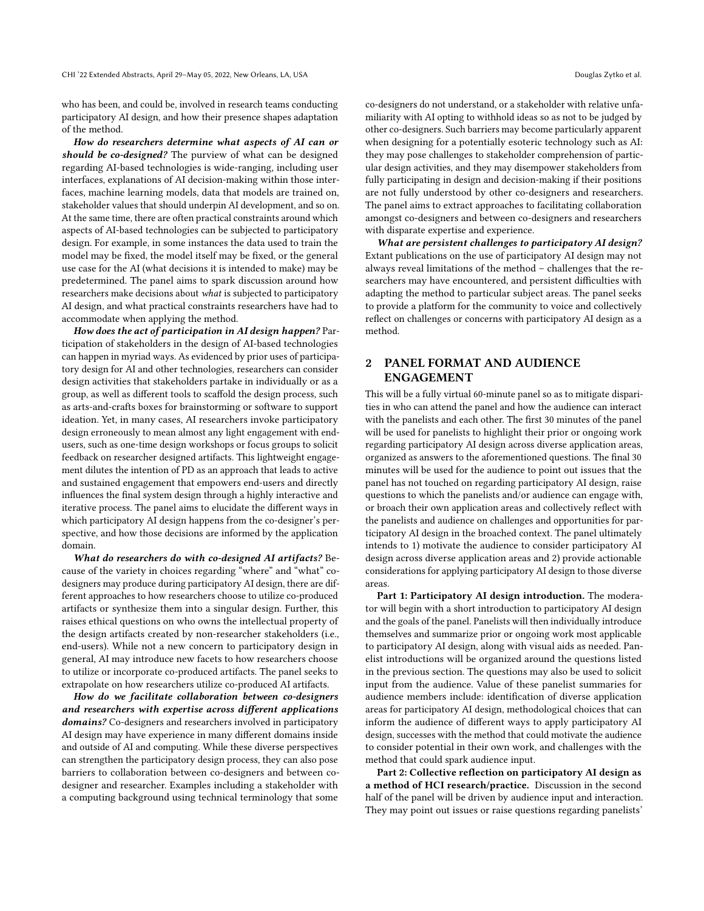who has been, and could be, involved in research teams conducting participatory AI design, and how their presence shapes adaptation of the method.

***How do researchers determine what aspects of AI can or should be co-designed?*** The purview of what can be designed regarding AI-based technologies is wide-ranging, including user interfaces, explanations of AI decision-making within those interfaces, machine learning models, data that models are trained on, stakeholder values that should underpin AI development, and so on. At the same time, there are often practical constraints around which aspects of AI-based technologies can be subjected to participatory design. For example, in some instances the data used to train the model may be fixed, the model itself may be fixed, or the general use case for the AI (what decisions it is intended to make) may be predetermined. The panel aims to spark discussion around how researchers make decisions about *what* is subjected to participatory AI design, and what practical constraints researchers have had to accommodate when applying the method.

***How does the act of participation in AI design happen?*** Participation of stakeholders in the design of AI-based technologies can happen in myriad ways. As evidenced by prior uses of participatory design for AI and other technologies, researchers can consider design activities that stakeholders partake in individually or as a group, as well as different tools to scaffold the design process, such as arts-and-crafts boxes for brainstorming or software to support ideation. Yet, in many cases, AI researchers invoke participatory design erroneously to mean almost any light engagement with end-users, such as one-time design workshops or focus groups to solicit feedback on researcher designed artifacts. This lightweight engagement dilutes the intention of PD as an approach that leads to active and sustained engagement that empowers end-users and directly influences the final system design through a highly interactive and iterative process. The panel aims to elucidate the different ways in which participatory AI design happens from the co-designer's perspective, and how those decisions are informed by the application domain.

***What do researchers do with co-designed AI artifacts?*** Because of the variety in choices regarding "where" and "what" co-designers may produce during participatory AI design, there are different approaches to how researchers choose to utilize co-produced artifacts or synthesize them into a singular design. Further, this raises ethical questions on who owns the intellectual property of the design artifacts created by non-researcher stakeholders (i.e., end-users). While not a new concern to participatory design in general, AI may introduce new facets to how researchers choose to utilize or incorporate co-produced artifacts. The panel seeks to extrapolate on how researchers utilize co-produced AI artifacts.

***How do we facilitate collaboration between co-designers and researchers with expertise across different applications domains?*** Co-designers and researchers involved in participatory AI design may have experience in many different domains inside and outside of AI and computing. While these diverse perspectives can strengthen the participatory design process, they can also pose barriers to collaboration between co-designers and between co-designer and researcher. Examples including a stakeholder with a computing background using technical terminology that some co-designers do not understand, or a stakeholder with relative unfamiliarity with AI opting to withhold ideas so as not to be judged by other co-designers. Such barriers may become particularly apparent when designing for a potentially esoteric technology such as AI: they may pose challenges to stakeholder comprehension of particular design activities, and they may disempower stakeholders from fully participating in design and decision-making if their positions are not fully understood by other co-designers and researchers. The panel aims to extract approaches to facilitating collaboration amongst co-designers and between co-designers and researchers with disparate expertise and experience.

***What are persistent challenges to participatory AI design?*** Extant publications on the use of participatory AI design may not always reveal limitations of the method – challenges that the researchers may have encountered, and persistent difficulties with adapting the method to particular subject areas. The panel seeks to provide a platform for the community to voice and collectively reflect on challenges or concerns with participatory AI design as a method.

## 2 PANEL FORMAT AND AUDIENCE ENGAGEMENT

This will be a fully virtual 60-minute panel so as to mitigate disparities in who can attend the panel and how the audience can interact with the panelists and each other. The first 30 minutes of the panel will be used for panelists to highlight their prior or ongoing work regarding participatory AI design across diverse application areas, organized as answers to the aforementioned questions. The final 30 minutes will be used for the audience to point out issues that the panel has not touched on regarding participatory AI design, raise questions to which the panelists and/or audience can engage with, or broach their own application areas and collectively reflect with the panelists and audience on challenges and opportunities for participatory AI design in the broached context. The panel ultimately intends to 1) motivate the audience to consider participatory AI design across diverse application areas and 2) provide actionable considerations for applying participatory AI design to those diverse areas.

**Part 1: Participatory AI design introduction.** The moderator will begin with a short introduction to participatory AI design and the goals of the panel. Panelists will then individually introduce themselves and summarize prior or ongoing work most applicable to participatory AI design, along with visual aids as needed. Panelist introductions will be organized around the questions listed in the previous section. The questions may also be used to solicit input from the audience. Value of these panelist summaries for audience members include: identification of diverse application areas for participatory AI design, methodological choices that can inform the audience of different ways to apply participatory AI design, successes with the method that could motivate the audience to consider potential in their own work, and challenges with the method that could spark audience input.

**Part 2: Collective reflection on participatory AI design as a method of HCI research/practice.** Discussion in the second half of the panel will be driven by audience input and interaction. They may point out issues or raise questions regarding panelists'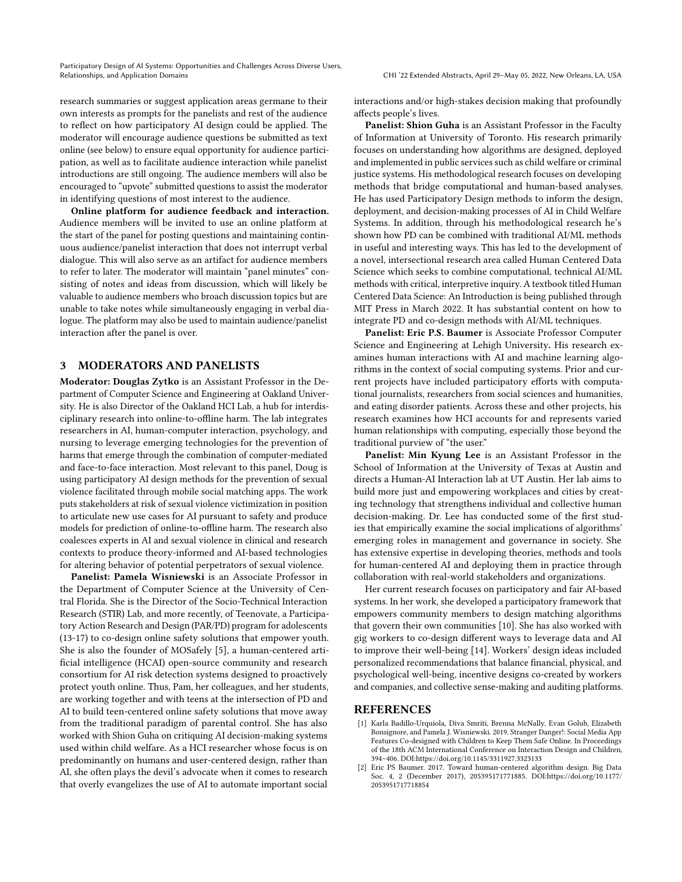research summaries or suggest application areas germane to their own interests as prompts for the panelists and rest of the audience to reflect on how participatory AI design could be applied. The moderator will encourage audience questions be submitted as text online (see below) to ensure equal opportunity for audience participation, as well as to facilitate audience interaction while panelist introductions are still ongoing. The audience members will also be encouraged to "upvote" submitted questions to assist the moderator in identifying questions of most interest to the audience.

**Online platform for audience feedback and interaction.** Audience members will be invited to use an online platform at the start of the panel for posting questions and maintaining continuous audience/panelist interaction that does not interrupt verbal dialogue. This will also serve as an artifact for audience members to refer to later. The moderator will maintain "panel minutes" consisting of notes and ideas from discussion, which will likely be valuable to audience members who broach discussion topics but are unable to take notes while simultaneously engaging in verbal dialogue. The platform may also be used to maintain audience/panelist interaction after the panel is over.

## 3 MODERATORS AND PANELISTS

**Moderator: Douglas Zytko** is an Assistant Professor in the Department of Computer Science and Engineering at Oakland University. He is also Director of the Oakland HCI Lab, a hub for interdisciplinary research into online-to-offline harm. The lab integrates researchers in AI, human-computer interaction, psychology, and nursing to leverage emerging technologies for the prevention of harms that emerge through the combination of computer-mediated and face-to-face interaction. Most relevant to this panel, Doug is using participatory AI design methods for the prevention of sexual violence facilitated through mobile social matching apps. The work puts stakeholders at risk of sexual violence victimization in position to articulate new use cases for AI pursuant to safety and produce models for prediction of online-to-offline harm. The research also coalesces experts in AI and sexual violence in clinical and research contexts to produce theory-informed and AI-based technologies for altering behavior of potential perpetrators of sexual violence.

**Panelist: Pamela Wisniewski** is an Associate Professor in the Department of Computer Science at the University of Central Florida. She is the Director of the Socio-Technical Interaction Research (STIR) Lab, and more recently, of Teenovate, a Participatory Action Research and Design (PAR/PD) program for adolescents (13-17) to co-design online safety solutions that empower youth. She is also the founder of MOSafely [5], a human-centered artificial intelligence (HCAI) open-source community and research consortium for AI risk detection systems designed to proactively protect youth online. Thus, Pam, her colleagues, and her students, are working together and with teens at the intersection of PD and AI to build teen-centered online safety solutions that move away from the traditional paradigm of parental control. She has also worked with Shion Guha on critiquing AI decision-making systems used within child welfare. As a HCI researcher whose focus is on predominantly on humans and user-centered design, rather than AI, she often plays the devil's advocate when it comes to research that overly evangelizes the use of AI to automate important social interactions and/or high-stakes decision making that profoundly affects people's lives.

**Panelist: Shion Guha** is an Assistant Professor in the Faculty of Information at University of Toronto. His research primarily focuses on understanding how algorithms are designed, deployed and implemented in public services such as child welfare or criminal justice systems. His methodological research focuses on developing methods that bridge computational and human-based analyses. He has used Participatory Design methods to inform the design, deployment, and decision-making processes of AI in Child Welfare Systems. In addition, through his methodological research he's shown how PD can be combined with traditional AI/ML methods in useful and interesting ways. This has led to the development of a novel, intersectional research area called Human Centered Data Science which seeks to combine computational, technical AI/ML methods with critical, interpretive inquiry. A textbook titled Human Centered Data Science: An Introduction is being published through MIT Press in March 2022. It has substantial content on how to integrate PD and co-design methods with AI/ML techniques.

**Panelist: Eric P.S. Baumer** is Associate Professor Computer Science and Engineering at Lehigh University**.** His research examines human interactions with AI and machine learning algorithms in the context of social computing systems. Prior and current projects have included participatory efforts with computational journalists, researchers from social sciences and humanities, and eating disorder patients. Across these and other projects, his research examines how HCI accounts for and represents varied human relationships with computing, especially those beyond the traditional purview of "the user."

**Panelist: Min Kyung Lee** is an Assistant Professor in the School of Information at the University of Texas at Austin and directs a Human-AI Interaction lab at UT Austin. Her lab aims to build more just and empowering workplaces and cities by creating technology that strengthens individual and collective human decision-making. Dr. Lee has conducted some of the first studies that empirically examine the social implications of algorithms' emerging roles in management and governance in society. She has extensive expertise in developing theories, methods and tools for human-centered AI and deploying them in practice through collaboration with real-world stakeholders and organizations.

Her current research focuses on participatory and fair AI-based systems. In her work, she developed a participatory framework that empowers community members to design matching algorithms that govern their own communities [10]. She has also worked with gig workers to co-design different ways to leverage data and AI to improve their well-being [14]. Workers' design ideas included personalized recommendations that balance financial, physical, and psychological well-being, incentive designs co-created by workers and companies, and collective sense-making and auditing platforms.

## REFERENCES

- [1] Karla Badillo-Urquiola, Diva Smriti, Brenna McNally, Evan Golub, Elizabeth Bonsignore, and Pamela J. Wisniewski. 2019. Stranger Danger!: Social Media App Features Co-designed with Children to Keep Them Safe Online. In Proceedings of the 18th ACM International Conference on Interaction Design and Children, 394–406. DOI:https://doi.org/10.1145/3311927.3323133
- [2] Eric PS Baumer. 2017. Toward human-centered algorithm design. Big Data Soc. 4, 2 (December 2017), 205395171771885. DOI:https://doi.org/10.1177/2053951717718854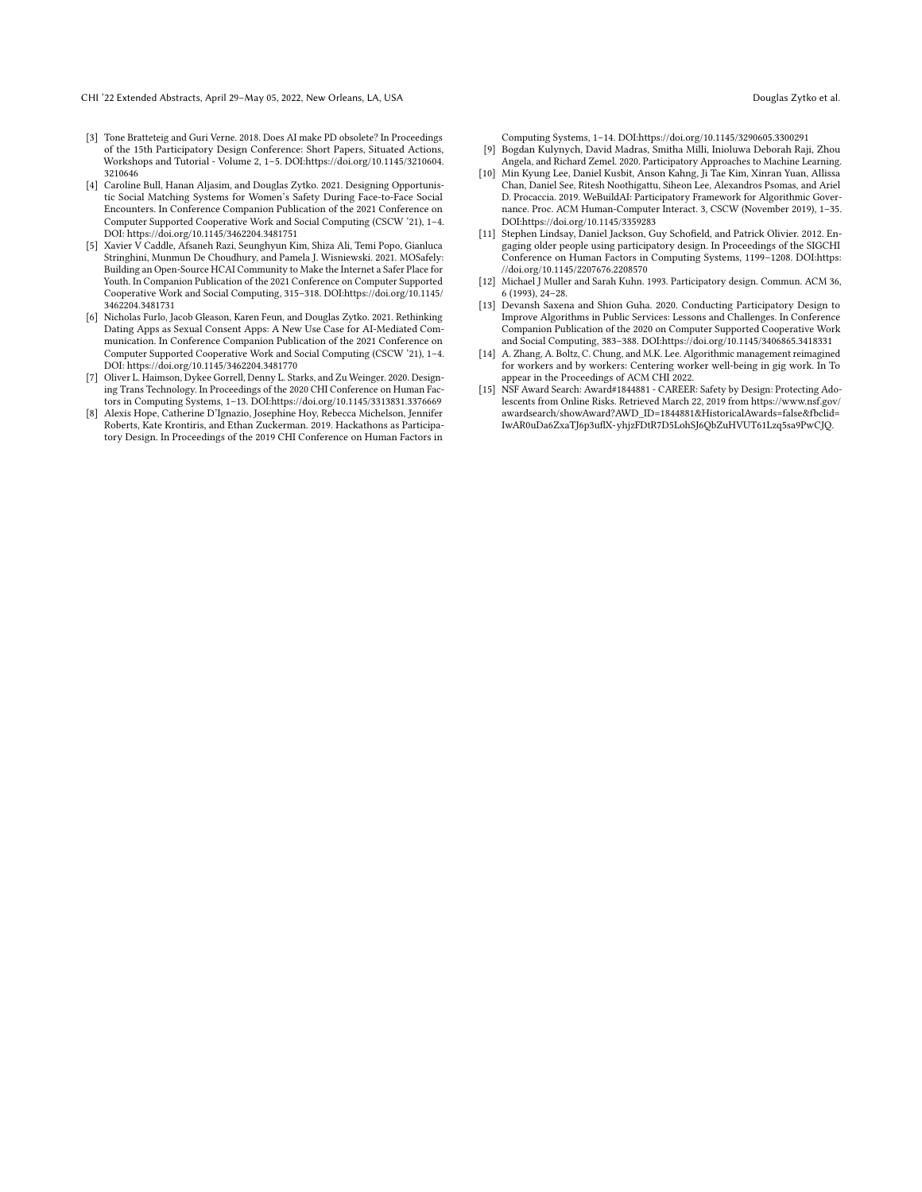[3] Tone Bratteteig and Guri Verne. 2018. Does AI make PD obsolete? In Proceedings of the 15th Participatory Design Conference: Short Papers, Situated Actions, Workshops and Tutorial - Volume 2, 1–5. DOI:https://doi.org/10.1145/3210604.3210646

[4] Caroline Bull, Hanan Aljasim, and Douglas Zytko. 2021. Designing Opportunistic Social Matching Systems for Women's Safety During Face-to-Face Social Encounters. In Conference Companion Publication of the 2021 Conference on Computer Supported Cooperative Work and Social Computing (CSCW '21), 1–4. DOI: https://doi.org/10.1145/3462204.3481751

[5] Xavier V Caddle, Afsaneh Razi, Seunghyun Kim, Shiza Ali, Temi Popo, Gianluca Stringhini, Munmun De Choudhury, and Pamela J. Wisniewski. 2021. MOSafely: Building an Open-Source HCAI Community to Make the Internet a Safer Place for Youth. In Companion Publication of the 2021 Conference on Computer Supported Cooperative Work and Social Computing, 315–318. DOI:https://doi.org/10.1145/3462204.3481731

[6] Nicholas Furlo, Jacob Gleason, Karen Feun, and Douglas Zytko. 2021. Rethinking Dating Apps as Sexual Consent Apps: A New Use Case for AI-Mediated Communication. In Conference Companion Publication of the 2021 Conference on Computer Supported Cooperative Work and Social Computing (CSCW '21), 1–4. DOI: https://doi.org/10.1145/3462204.3481770

[7] Oliver L. Haimson, Dykee Gorrell, Denny L. Starks, and Zu Weinger. 2020. Designing Trans Technology. In Proceedings of the 2020 CHI Conference on Human Factors in Computing Systems, 1–13. DOI:https://doi.org/10.1145/3313831.3376669

[8] Alexis Hope, Catherine D'Ignazio, Josephine Hoy, Rebecca Michelson, Jennifer Roberts, Kate Krontiris, and Ethan Zuckerman. 2019. Hackathons as Participatory Design. In Proceedings of the 2019 CHI Conference on Human Factors in Computing Systems, 1–14. DOI:https://doi.org/10.1145/3290605.3300291

[9] Bogdan Kulynych, David Madras, Smitha Milli, Inioluwa Deborah Raji, Zhou Angela, and Richard Zemel. 2020. Participatory Approaches to Machine Learning.

[10] Min Kyung Lee, Daniel Kusbit, Anson Kahng, Ji Tae Kim, Xinran Yuan, Allissa Chan, Daniel See, Ritesh Noothigattu, Siheon Lee, Alexandros Psomas, and Ariel D. Procaccia. 2019. WeBuildAI: Participatory Framework for Algorithmic Governance. Proc. ACM Human-Computer Interact. 3, CSCW (November 2019), 1–35. DOI:https://doi.org/10.1145/3359283

[11] Stephen Lindsay, Daniel Jackson, Guy Schofield, and Patrick Olivier. 2012. Engaging older people using participatory design. In Proceedings of the SIGCHI Conference on Human Factors in Computing Systems, 1199–1208. DOI:https://doi.org/10.1145/2207676.2208570

[12] Michael J Muller and Sarah Kuhn. 1993. Participatory design. Commun. ACM 36, 6 (1993), 24–28.

[13] Devansh Saxena and Shion Guha. 2020. Conducting Participatory Design to Improve Algorithms in Public Services: Lessons and Challenges. In Conference Companion Publication of the 2020 on Computer Supported Cooperative Work and Social Computing, 383–388. DOI:https://doi.org/10.1145/3406865.3418331

[14] A. Zhang, A. Boltz, C. Chung, and M.K. Lee. Algorithmic management reimagined for workers and by workers: Centering worker well-being in gig work. In To appear in the Proceedings of ACM CHI 2022.

[15] NSF Award Search: Award#1844881 - CAREER: Safety by Design: Protecting Adolescents from Online Risks. Retrieved March 22, 2019 from https://www.nsf.gov/awardsearch/showAward?AWD_ID=1844881&HistoricalAwards=false&fbclid=IwAR0uDa6ZxaTJ6p3uflX-yhjzFDtR7D5LohSJ6QbZuHVUT61Lzq5sa9PwCJQ.